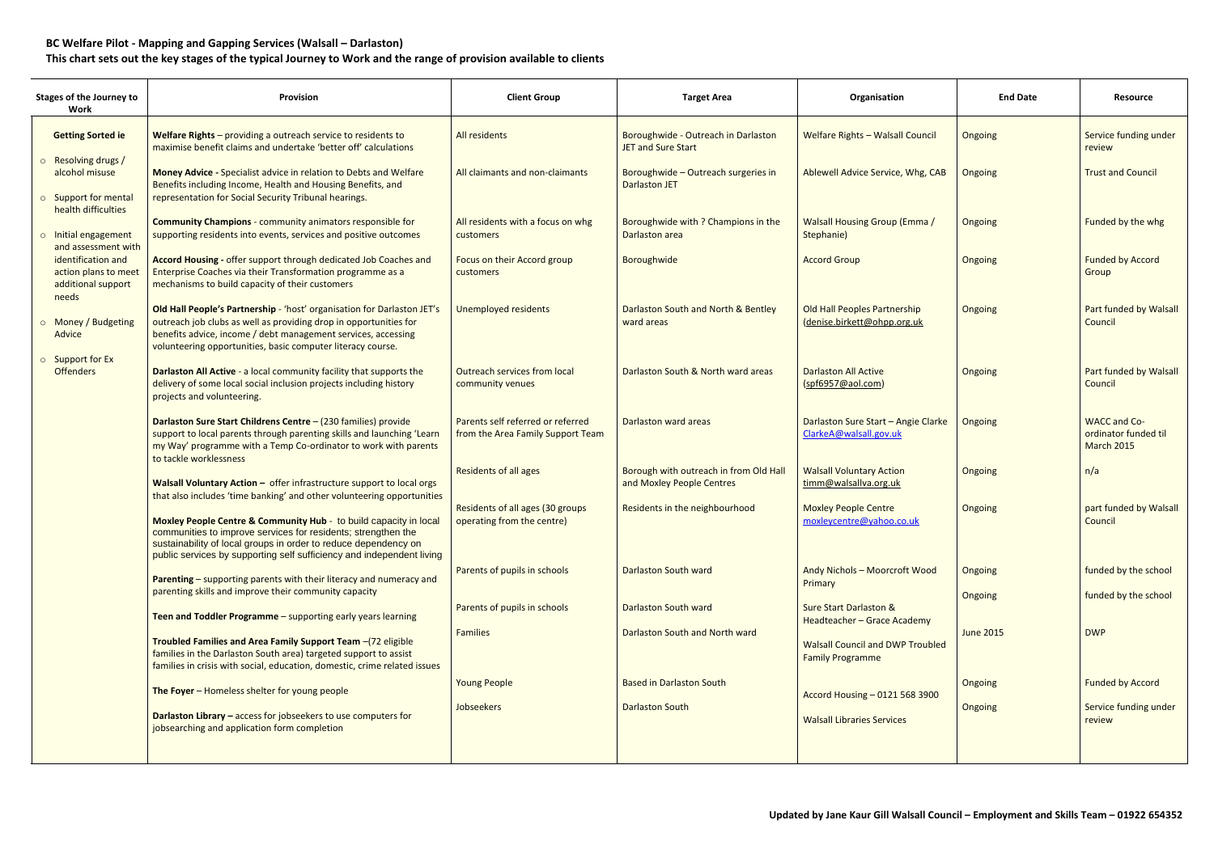**BC Welfare Pilot - Mapping and Gapping Services (Walsall – Darlaston)**
**This chart sets out the key stages of the typical Journey to Work and the range of provision available to clients**

| Stages of the Journey to Work | Provision | Client Group | Target Area | Organisation | End Date | Resource |
|---|---|---|---|---|---|---|
| **Getting Sorted ie**<br>○ Resolving drugs / alcohol misuse<br>○ Support for mental health difficulties<br>○ Initial engagement and assessment with identification and action plans to meet additional support needs<br>○ Money / Budgeting Advice<br>○ Support for Ex Offenders | **Welfare Rights** – providing a outreach service to residents to maximise benefit claims and undertake 'better off' calculations | All residents | Boroughwide - Outreach in Darlaston JET and Sure Start | Welfare Rights – Walsall Council | Ongoing | Service funding under review |
| | **Money Advice -** Specialist advice in relation to Debts and Welfare Benefits including Income, Health and Housing Benefits, and representation for Social Security Tribunal hearings. | All claimants and non-claimants | Boroughwide – Outreach surgeries in Darlaston JET | Ablewell Advice Service, Whg, CAB | Ongoing | Trust and Council |
| | **Community Champions** - community animators responsible for supporting residents into events, services and positive outcomes | All residents with a focus on whg customers | Boroughwide with ? Champions in the Darlaston area | Walsall Housing Group (Emma / Stephanie) | Ongoing | Funded by the whg |
| | **Accord Housing -** offer support through dedicated Job Coaches and Enterprise Coaches via their Transformation programme as a mechanisms to build capacity of their customers | Focus on their Accord group customers | Boroughwide | Accord Group | Ongoing | Funded by Accord Group |
| | **Old Hall People's Partnership** - 'host' organisation for Darlaston JET's outreach job clubs as well as providing drop in opportunities for benefits advice, income / debt management services, accessing volunteering opportunities, basic computer literacy course. | Unemployed residents | Darlaston South and North & Bentley ward areas | Old Hall Peoples Partnership (denise.birkett@ohpp.org.uk | Ongoing | Part funded by Walsall Council |
| | **Darlaston All Active** - a local community facility that supports the delivery of some local social inclusion projects including history projects and volunteering. | Outreach services from local community venues | Darlaston South & North ward areas | Darlaston All Active (spf6957@aol.com) | Ongoing | Part funded by Walsall Council |
| | **Darlaston Sure Start Childrens Centre** – (230 families) provide support to local parents through parenting skills and launching 'Learn my Way' programme with a Temp Co-ordinator to work with parents to tackle worklessness | Parents self referred or referred from the Area Family Support Team | Darlaston ward areas | Darlaston Sure Start – Angie Clarke ClarkeA@walsall.gov.uk | Ongoing | WACC and Co-ordinator funded til March 2015 |
| | **Walsall Voluntary Action –** offer infrastructure support to local orgs that also includes 'time banking' and other volunteering opportunities | Residents of all ages | Borough with outreach in from Old Hall and Moxley People Centres | Walsall Voluntary Action timm@walsallva.org.uk | Ongoing | n/a |
| | **Moxley People Centre & Community Hub** - to build capacity in local communities to improve services for residents; strengthen the sustainability of local groups in order to reduce dependency on public services by supporting self sufficiency and independent living | Residents of all ages (30 groups operating from the centre) | Residents in the neighbourhood | Moxley People Centre moxleycentre@yahoo.co.uk | Ongoing | part funded by Walsall Council |
| | **Parenting** – supporting parents with their literacy and numeracy and parenting skills and improve their community capacity | Parents of pupils in schools | Darlaston South ward | Andy Nichols – Moorcroft Wood Primary | Ongoing | funded by the school |
| | **Teen and Toddler Programme** – supporting early years learning | Parents of pupils in schools | Darlaston South ward | Sure Start Darlaston & Headteacher – Grace Academy | Ongoing | funded by the school |
| | **Troubled Families and Area Family Support Team** –(72 eligible families in the Darlaston South area) targeted support to assist families in crisis with social, education, domestic, crime related issues | Families | Darlaston South and North ward | Walsall Council and DWP Troubled Family Programme | June 2015 | DWP |
| | **The Foyer** – Homeless shelter for young people | Young People | Based in Darlaston South | Accord Housing – 0121 568 3900 | Ongoing | Funded by Accord |
| | **Darlaston Library –** access for jobseekers to use computers for jobsearching and application form completion | Jobseekers | Darlaston South | Walsall Libraries Services | Ongoing | Service funding under review |

**Updated by Jane Kaur Gill Walsall Council – Employment and Skills Team – 01922 654352**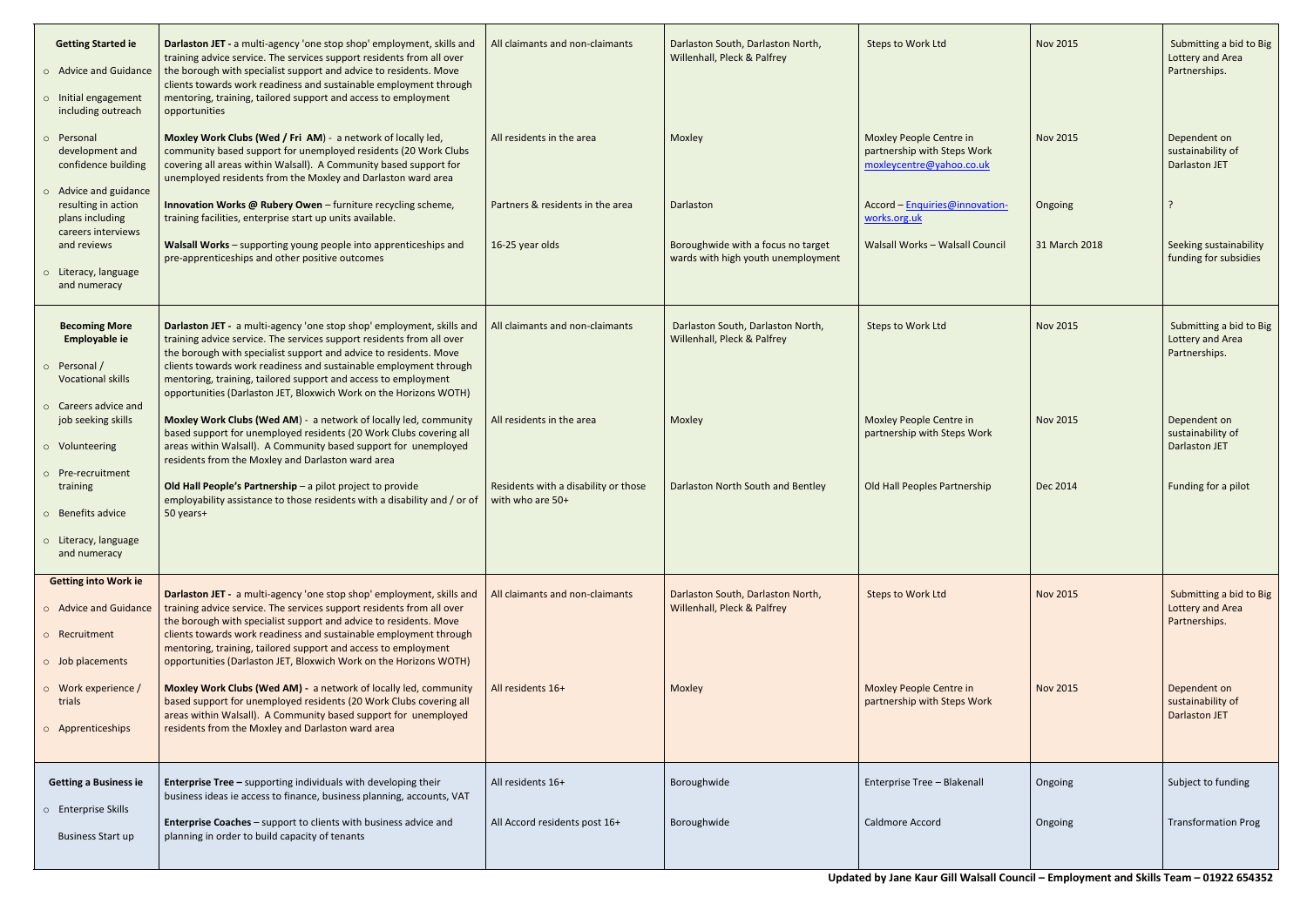| | | | | | | |
|---|---|---|---|---|---|---|
| **Getting Started ie**<br>○ Advice and Guidance<br>○ Initial engagement including outreach<br>○ Personal development and confidence building<br>○ Advice and guidance resulting in action plans including careers interviews and reviews<br>○ Literacy, language and numeracy | **Darlaston JET -** a multi-agency 'one stop shop' employment, skills and training advice service. The services support residents from all over the borough with specialist support and advice to residents. Move clients towards work readiness and sustainable employment through mentoring, training, tailored support and access to employment opportunities | All claimants and non-claimants | Darlaston South, Darlaston North, Willenhall, Pleck & Palfrey | Steps to Work Ltd | Nov 2015 | Submitting a bid to Big Lottery and Area Partnerships. |
| | **Moxley Work Clubs (Wed / Fri AM)** - a network of locally led, community based support for unemployed residents (20 Work Clubs covering all areas within Walsall). A Community based support for unemployed residents from the Moxley and Darlaston ward area | All residents in the area | Moxley | Moxley People Centre in partnership with Steps Work moxleycentre@yahoo.co.uk | Nov 2015 | Dependent on sustainability of Darlaston JET |
| | **Innovation Works @ Rubery Owen** – furniture recycling scheme, training facilities, enterprise start up units available. | Partners & residents in the area | Darlaston | Accord – Enquiries@innovation-works.org.uk | Ongoing | ? |
| | **Walsall Works** – supporting young people into apprenticeships and pre-apprenticeships and other positive outcomes | 16-25 year olds | Boroughwide with a focus no target wards with high youth unemployment | Walsall Works – Walsall Council | 31 March 2018 | Seeking sustainability funding for subsidies |
| **Becoming More Employable ie**<br>○ Personal / Vocational skills<br>○ Careers advice and job seeking skills<br>○ Volunteering<br>○ Pre-recruitment training<br>○ Benefits advice<br>○ Literacy, language and numeracy | **Darlaston JET -** a multi-agency 'one stop shop' employment, skills and training advice service. The services support residents from all over the borough with specialist support and advice to residents. Move clients towards work readiness and sustainable employment through mentoring, training, tailored support and access to employment opportunities (Darlaston JET, Bloxwich Work on the Horizons WOTH) | All claimants and non-claimants | Darlaston South, Darlaston North, Willenhall, Pleck & Palfrey | Steps to Work Ltd | Nov 2015 | Submitting a bid to Big Lottery and Area Partnerships. |
| | **Moxley Work Clubs (Wed AM)** - a network of locally led, community based support for unemployed residents (20 Work Clubs covering all areas within Walsall). A Community based support for unemployed residents from the Moxley and Darlaston ward area | All residents in the area | Moxley | Moxley People Centre in partnership with Steps Work | Nov 2015 | Dependent on sustainability of Darlaston JET |
| | **Old Hall People's Partnership** – a pilot project to provide employability assistance to those residents with a disability and / or of 50 years+ | Residents with a disability or those with who are 50+ | Darlaston North South and Bentley | Old Hall Peoples Partnership | Dec 2014 | Funding for a pilot |
| **Getting into Work ie**<br>○ Advice and Guidance<br>○ Recruitment<br>○ Job placements<br>○ Work experience / trials<br>○ Apprenticeships | **Darlaston JET -** a multi-agency 'one stop shop' employment, skills and training advice service. The services support residents from all over the borough with specialist support and advice to residents. Move clients towards work readiness and sustainable employment through mentoring, training, tailored support and access to employment opportunities (Darlaston JET, Bloxwich Work on the Horizons WOTH) | All claimants and non-claimants | Darlaston South, Darlaston North, Willenhall, Pleck & Palfrey | Steps to Work Ltd | Nov 2015 | Submitting a bid to Big Lottery and Area Partnerships. |
| | **Moxley Work Clubs (Wed AM) -** a network of locally led, community based support for unemployed residents (20 Work Clubs covering all areas within Walsall). A Community based support for unemployed residents from the Moxley and Darlaston ward area | All residents 16+ | Moxley | Moxley People Centre in partnership with Steps Work | Nov 2015 | Dependent on sustainability of Darlaston JET |
| **Getting a Business ie**<br>○ Enterprise Skills<br>Business Start up | **Enterprise Tree –** supporting individuals with developing their business ideas ie access to finance, business planning, accounts, VAT | All residents 16+ | Boroughwide | Enterprise Tree – Blakenall | Ongoing | Subject to funding |
| | **Enterprise Coaches** – support to clients with business advice and planning in order to build capacity of tenants | All Accord residents post 16+ | Boroughwide | Caldmore Accord | Ongoing | Transformation Prog |

**Updated by Jane Kaur Gill Walsall Council – Employment and Skills Team – 01922 654352**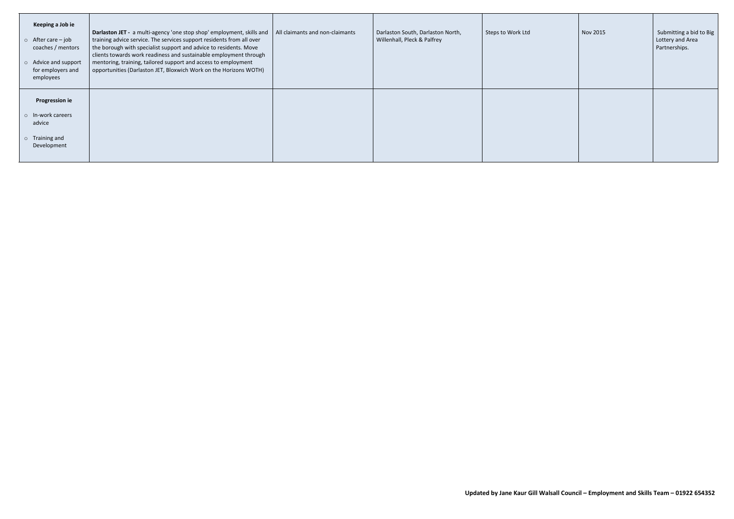| | | | | | | |
|---|---|---|---|---|---|---|
| **Keeping a Job ie**<br>○ After care – job coaches / mentors<br>○ Advice and support for employers and employees | **Darlaston JET -** a multi-agency 'one stop shop' employment, skills and training advice service. The services support residents from all over the borough with specialist support and advice to residents. Move clients towards work readiness and sustainable employment through mentoring, training, tailored support and access to employment opportunities (Darlaston JET, Bloxwich Work on the Horizons WOTH) | All claimants and non-claimants | Darlaston South, Darlaston North, Willenhall, Pleck & Palfrey | Steps to Work Ltd | Nov 2015 | Submitting a bid to Big Lottery and Area Partnerships. |
| **Progression ie**<br>○ In-work careers advice<br>○ Training and Development | | | | | | |

**Updated by Jane Kaur Gill Walsall Council – Employment and Skills Team – 01922 654352**